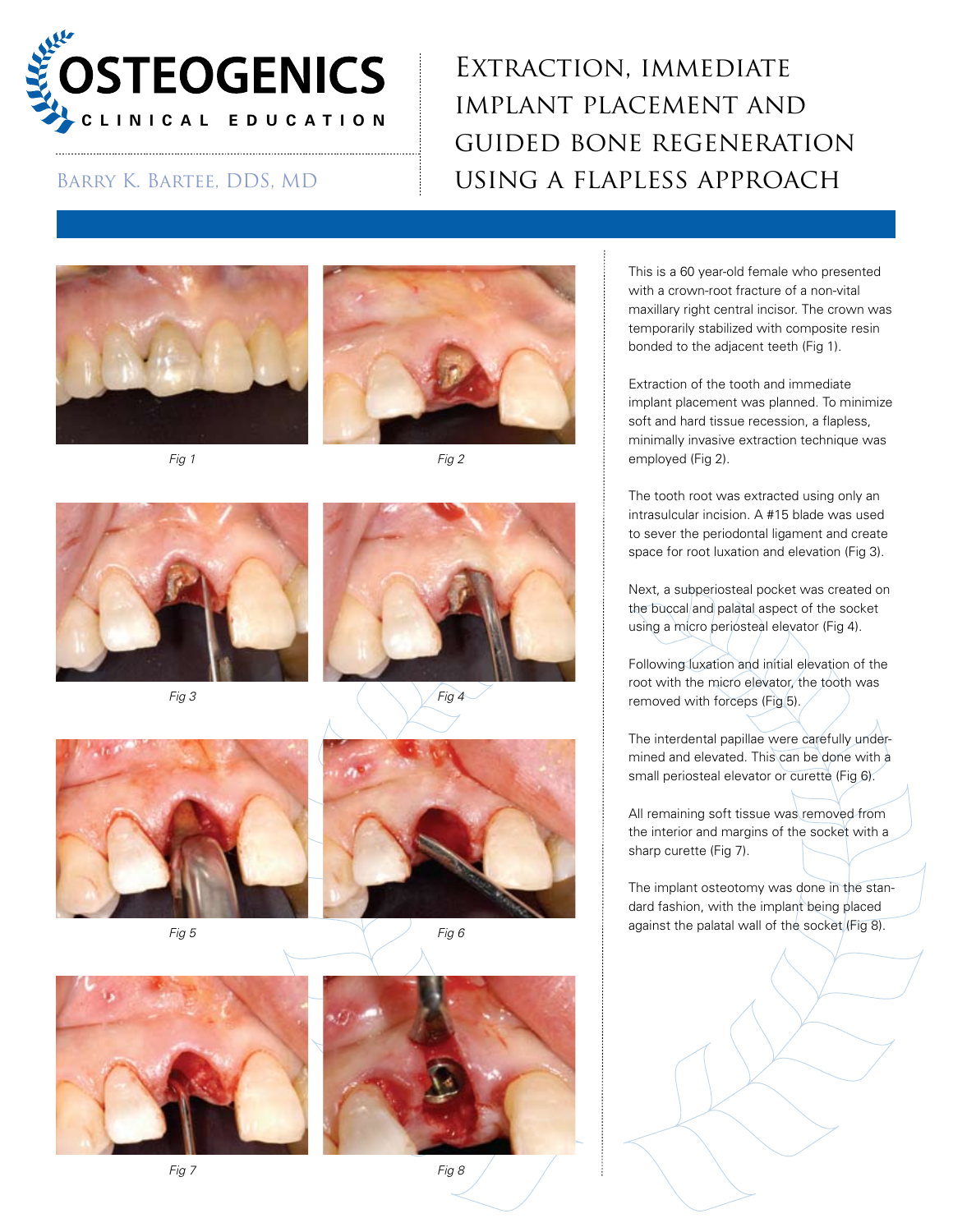# Extraction, immediate implant placement and guided bone regeneration using a flapless approach

Barry K. Bartee, DDS, MD

Fig 1

Fig 2

Fig 3

Fig 4

Fig 5

Fig 6

Fig 7

Fig 8

This is a 60 year-old female who presented with a crown-root fracture of a non-vital maxillary right central incisor. The crown was temporarily stabilized with composite resin bonded to the adjacent teeth (Fig 1).

Extraction of the tooth and immediate implant placement was planned. To minimize soft and hard tissue recession, a flapless, minimally invasive extraction technique was employed (Fig 2).

The tooth root was extracted using only an intrasulcular incision. A #15 blade was used to sever the periodontal ligament and create space for root luxation and elevation (Fig 3).

Next, a subperiosteal pocket was created on the buccal and palatal aspect of the socket using a micro periosteal elevator (Fig 4).

Following luxation and initial elevation of the root with the micro elevator, the tooth was removed with forceps (Fig 5).

The interdental papillae were carefully undermined and elevated. This can be done with a small periosteal elevator or curette (Fig 6).

All remaining soft tissue was removed from the interior and margins of the socket with a sharp curette (Fig 7).

The implant osteotomy was done in the standard fashion, with the implant being placed against the palatal wall of the socket (Fig 8).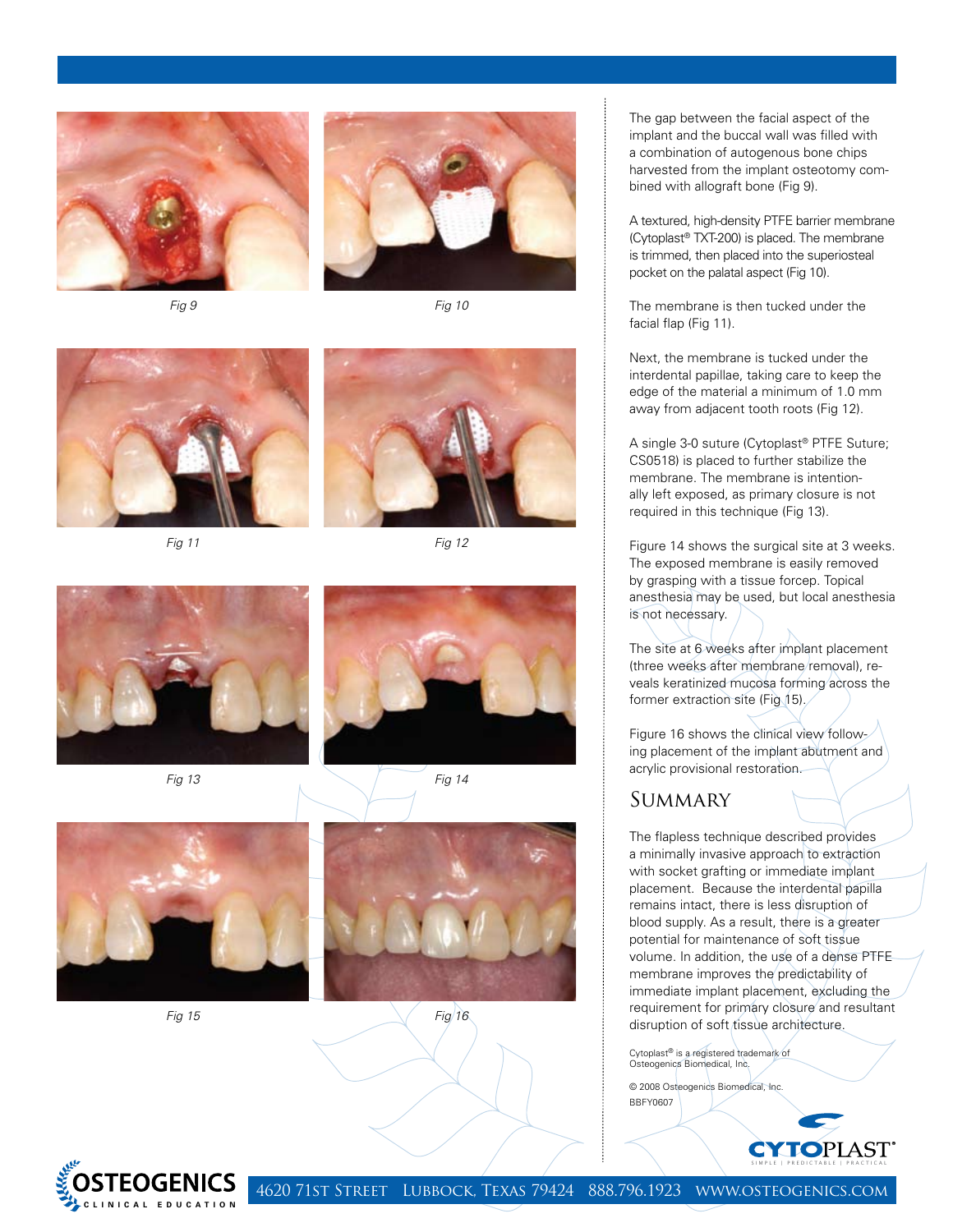Fig 9

Fig 10

Fig 11

Fig 12

Fig 13

Fig 14

Fig 15

Fig 16

The gap between the facial aspect of the implant and the buccal wall was filled with a combination of autogenous bone chips harvested from the implant osteotomy combined with allograft bone (Fig 9).

A textured, high-density PTFE barrier membrane (Cytoplast® TXT-200) is placed. The membrane is trimmed, then placed into the superiosteal pocket on the palatal aspect (Fig 10).

The membrane is then tucked under the facial flap (Fig 11).

Next, the membrane is tucked under the interdental papillae, taking care to keep the edge of the material a minimum of 1.0 mm away from adjacent tooth roots (Fig 12).

A single 3-0 suture (Cytoplast® PTFE Suture; CS0518) is placed to further stabilize the membrane. The membrane is intentionally left exposed, as primary closure is not required in this technique (Fig 13).

Figure 14 shows the surgical site at 3 weeks. The exposed membrane is easily removed by grasping with a tissue forcep. Topical anesthesia may be used, but local anesthesia is not necessary.

The site at 6 weeks after implant placement (three weeks after membrane removal), reveals keratinized mucosa forming across the former extraction site (Fig 15).

Figure 16 shows the clinical view following placement of the implant abutment and acrylic provisional restoration.

## Summary

The flapless technique described provides a minimally invasive approach to extraction with socket grafting or immediate implant placement. Because the interdental papilla remains intact, there is less disruption of blood supply. As a result, there is a greater potential for maintenance of soft tissue volume. In addition, the use of a dense PTFE membrane improves the predictability of immediate implant placement, excluding the requirement for primary closure and resultant disruption of soft tissue architecture.

Cytoplast® is a registered trademark of Osteogenics Biomedical, Inc.

© 2008 Osteogenics Biomedical, Inc.
BBFY0607

CYTOPLAST®
SIMPLE | PREDICTABLE | PRACTICAL

OSTEOGENICS CLINICAL EDUCATION

4620 71st Street Lubbock, Texas 79424 888.796.1923 www.osteogenics.com